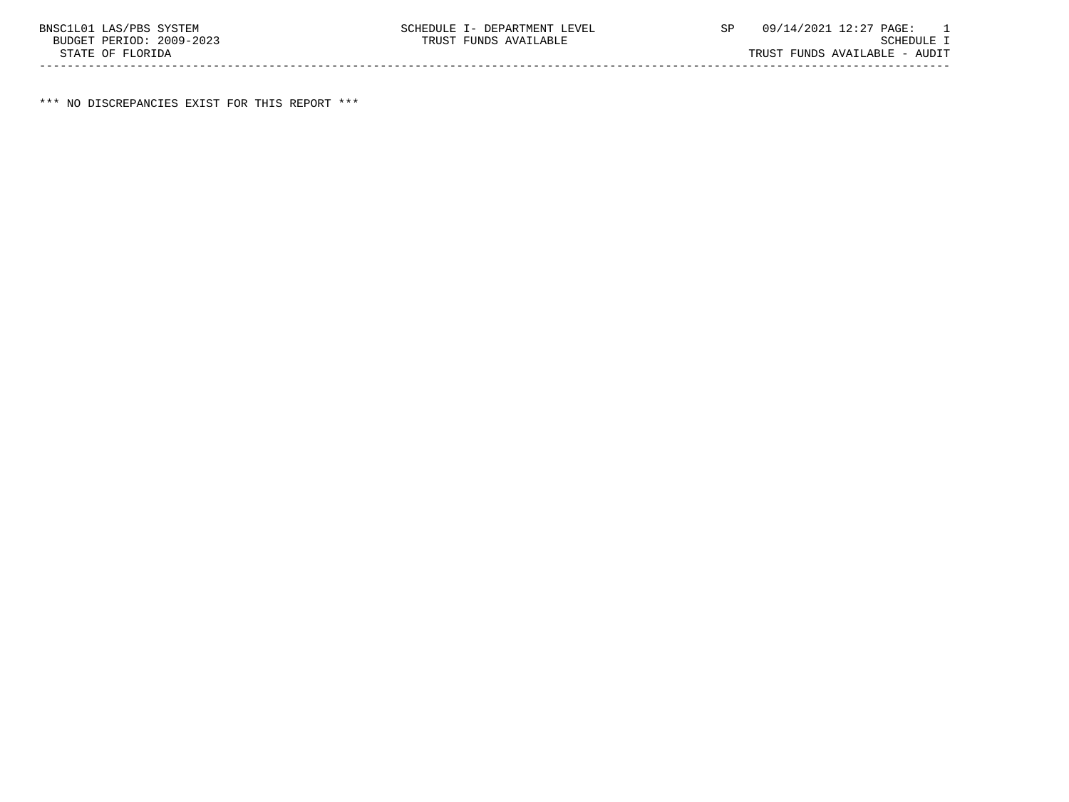BNSC1L01 LAS/PBS SYSTEM SCHEDULE I- DEPARTMENT LEVEL SP 09/14/2021 12:27 PAGE: 1
BUDGET PERIOD: 2009-2023 TRUST FUNDS AVAILABLE SCHEDULE I
STATE OF FLORIDA TRUST FUNDS AVAILABLE - AUDIT

---

*** NO DISCREPANCIES EXIST FOR THIS REPORT ***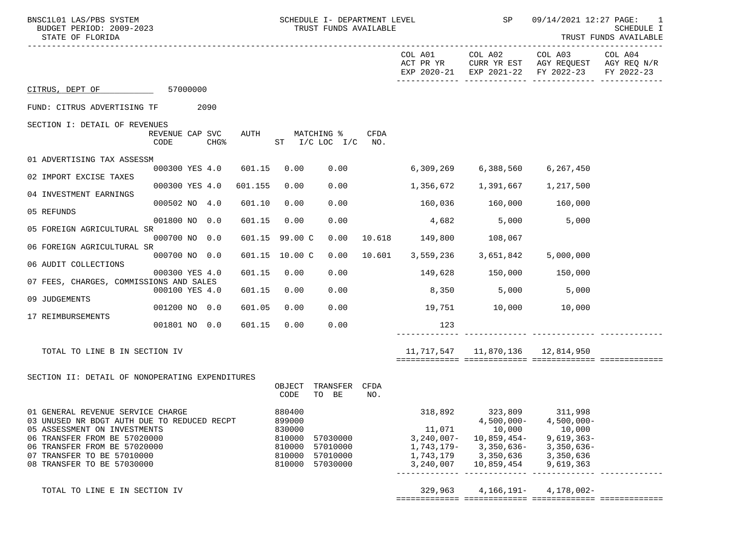SCHEDULE I- DEPARTMENT LEVEL
TRUST FUNDS AVAILABLE

BNSC1L01 LAS/PBS SYSTEM — SP 09/14/2021 12:27 — SCHEDULE I
BUDGET PERIOD: 2009-2023
STATE OF FLORIDA — TRUST FUNDS AVAILABLE

CITRUS, DEPT OF 57000000

FUND: CITRUS ADVERTISING TF 2090

## SECTION I: DETAIL OF REVENUES

| | REVENUE CODE | CAP | SVC CHG% | AUTH | MATCHING % ST | I/C | LOC I/C | CFDA NO. | COL A01 ACT PR YR EXP 2020-21 | COL A02 CURR YR EST EXP 2021-22 | COL A03 AGY REQUEST FY 2022-23 | COL A04 AGY REQ N/R FY 2022-23 |
|---|---|---|---|---|---|---|---|---|---|---|---|---|
| 01 ADVERTISING TAX ASSESSM | 000300 | YES | 4.0 | 601.15 | 0.00 | | 0.00 | | 6,309,269 | 6,388,560 | 6,267,450 | |
| 02 IMPORT EXCISE TAXES | 000300 | YES | 4.0 | 601.155 | 0.00 | | 0.00 | | 1,356,672 | 1,391,667 | 1,217,500 | |
| 04 INVESTMENT EARNINGS | 000502 | NO | 4.0 | 601.10 | 0.00 | | 0.00 | | 160,036 | 160,000 | 160,000 | |
| 05 REFUNDS | 001800 | NO | 0.0 | 601.15 | 0.00 | | 0.00 | | 4,682 | 5,000 | 5,000 | |
| 05 FOREIGN AGRICULTURAL SR | 000700 | NO | 0.0 | 601.15 | 99.00 | C | 0.00 | 10.618 | 149,800 | 108,067 | | |
| 06 FOREIGN AGRICULTURAL SR | 000700 | NO | 0.0 | 601.15 | 10.00 | C | 0.00 | 10.601 | 3,559,236 | 3,651,842 | 5,000,000 | |
| 06 AUDIT COLLECTIONS | 000300 | YES | 4.0 | 601.15 | 0.00 | | 0.00 | | 149,628 | 150,000 | 150,000 | |
| 07 FEES, CHARGES, COMMISSIONS AND SALES | 000100 | YES | 4.0 | 601.15 | 0.00 | | 0.00 | | 8,350 | 5,000 | 5,000 | |
| 09 JUDGEMENTS | 001200 | NO | 0.0 | 601.05 | 0.00 | | 0.00 | | 19,751 | 10,000 | 10,000 | |
| 17 REIMBURSEMENTS | 001801 | NO | 0.0 | 601.15 | 0.00 | | 0.00 | | 123 | | | |
| TOTAL TO LINE B IN SECTION IV | | | | | | | | | 11,717,547 | 11,870,136 | 12,814,950 | |

## SECTION II: DETAIL OF NONOPERATING EXPENDITURES

| | OBJECT CODE | TRANSFER TO BE | CFDA NO. | COL A01 ACT PR YR EXP 2020-21 | COL A02 CURR YR EST EXP 2021-22 | COL A03 AGY REQUEST FY 2022-23 | COL A04 AGY REQ N/R FY 2022-23 |
|---|---|---|---|---|---|---|---|
| 01 GENERAL REVENUE SERVICE CHARGE | 880400 | | | 318,892 | 323,809 | 311,998 | |
| 03 UNUSED NR BDGT AUTH DUE TO REDUCED RECPT | 899000 | | | | 4,500,000- | 4,500,000- | |
| 05 ASSESSMENT ON INVESTMENTS | 830000 | | | 11,071 | 10,000 | 10,000 | |
| 06 TRANSFER FROM BE 57020000 | 810000 | 57030000 | | 3,240,007- | 10,859,454- | 9,619,363- | |
| 06 TRANSFER FROM BE 57020000 | 810000 | 57010000 | | 1,743,179- | 3,350,636- | 3,350,636- | |
| 07 TRANSFER TO BE 57010000 | 810000 | 57010000 | | 1,743,179 | 3,350,636 | 3,350,636 | |
| 08 TRANSFER TO BE 57030000 | 810000 | 57030000 | | 3,240,007 | 10,859,454 | 9,619,363 | |
| TOTAL TO LINE E IN SECTION IV | | | | 329,963 | 4,166,191- | 4,178,002- | |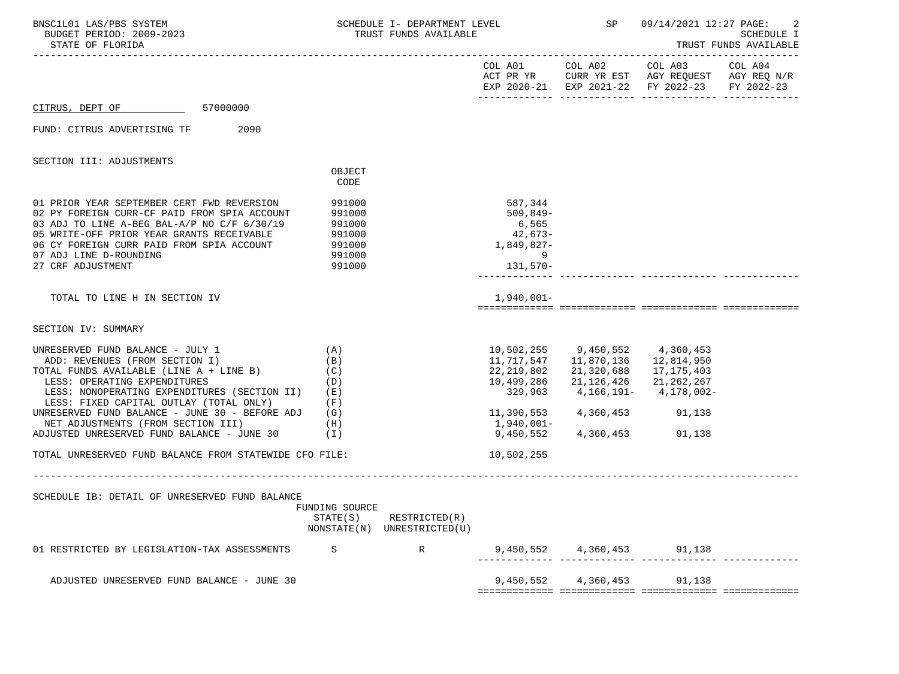CITRUS, DEPT OF 57000000

FUND: CITRUS ADVERTISING TF 2090

SECTION III: ADJUSTMENTS

| | OBJECT CODE | COL A01 ACT PR YR EXP 2020-21 | COL A02 CURR YR EST EXP 2021-22 | COL A03 AGY REQUEST FY 2022-23 | COL A04 AGY REQ N/R FY 2022-23 |
|---|---|---|---|---|---|
| 01 PRIOR YEAR SEPTEMBER CERT FWD REVERSION | 991000 | 587,344 | | | |
| 02 PY FOREIGN CURR-CF PAID FROM SPIA ACCOUNT | 991000 | 509,849- | | | |
| 03 ADJ TO LINE A-BEG BAL-A/P NO C/F 6/30/19 | 991000 | 6,565 | | | |
| 05 WRITE-OFF PRIOR YEAR GRANTS RECEIVABLE | 991000 | 42,673- | | | |
| 06 CY FOREIGN CURR PAID FROM SPIA ACCOUNT | 991000 | 1,849,827- | | | |
| 07 ADJ LINE D-ROUNDING | 991000 | 9 | | | |
| 27 CRF ADJUSTMENT | 991000 | 131,570- | | | |
| TOTAL TO LINE H IN SECTION IV | | 1,940,001- | | | |

SECTION IV: SUMMARY

| | | COL A01 ACT PR YR EXP 2020-21 | COL A02 CURR YR EST EXP 2021-22 | COL A03 AGY REQUEST FY 2022-23 | COL A04 AGY REQ N/R FY 2022-23 |
|---|---|---|---|---|---|
| UNRESERVED FUND BALANCE - JULY 1 | (A) | 10,502,255 | 9,450,552 | 4,360,453 | |
| ADD: REVENUES (FROM SECTION I) | (B) | 11,717,547 | 11,870,136 | 12,814,950 | |
| TOTAL FUNDS AVAILABLE (LINE A + LINE B) | (C) | 22,219,802 | 21,320,688 | 17,175,403 | |
| LESS: OPERATING EXPENDITURES | (D) | 10,499,286 | 21,126,426 | 21,262,267 | |
| LESS: NONOPERATING EXPENDITURES (SECTION II) | (E) | 329,963 | 4,166,191- | 4,178,002- | |
| LESS: FIXED CAPITAL OUTLAY (TOTAL ONLY) | (F) | | | | |
| UNRESERVED FUND BALANCE - JUNE 30 - BEFORE ADJ | (G) | 11,390,553 | 4,360,453 | 91,138 | |
| NET ADJUSTMENTS (FROM SECTION III) | (H) | 1,940,001- | | | |
| ADJUSTED UNRESERVED FUND BALANCE - JUNE 30 | (I) | 9,450,552 | 4,360,453 | 91,138 | |
| TOTAL UNRESERVED FUND BALANCE FROM STATEWIDE CFO FILE: | | 10,502,255 | | | |

SCHEDULE IB: DETAIL OF UNRESERVED FUND BALANCE

| | FUNDING SOURCE STATE(S) NONSTATE(N) | RESTRICTED(R) UNRESTRICTED(U) | COL A01 | COL A02 | COL A03 | COL A04 |
|---|---|---|---|---|---|---|
| 01 RESTRICTED BY LEGISLATION-TAX ASSESSMENTS | S | R | 9,450,552 | 4,360,453 | 91,138 | |
| ADJUSTED UNRESERVED FUND BALANCE - JUNE 30 | | | 9,450,552 | 4,360,453 | 91,138 | |